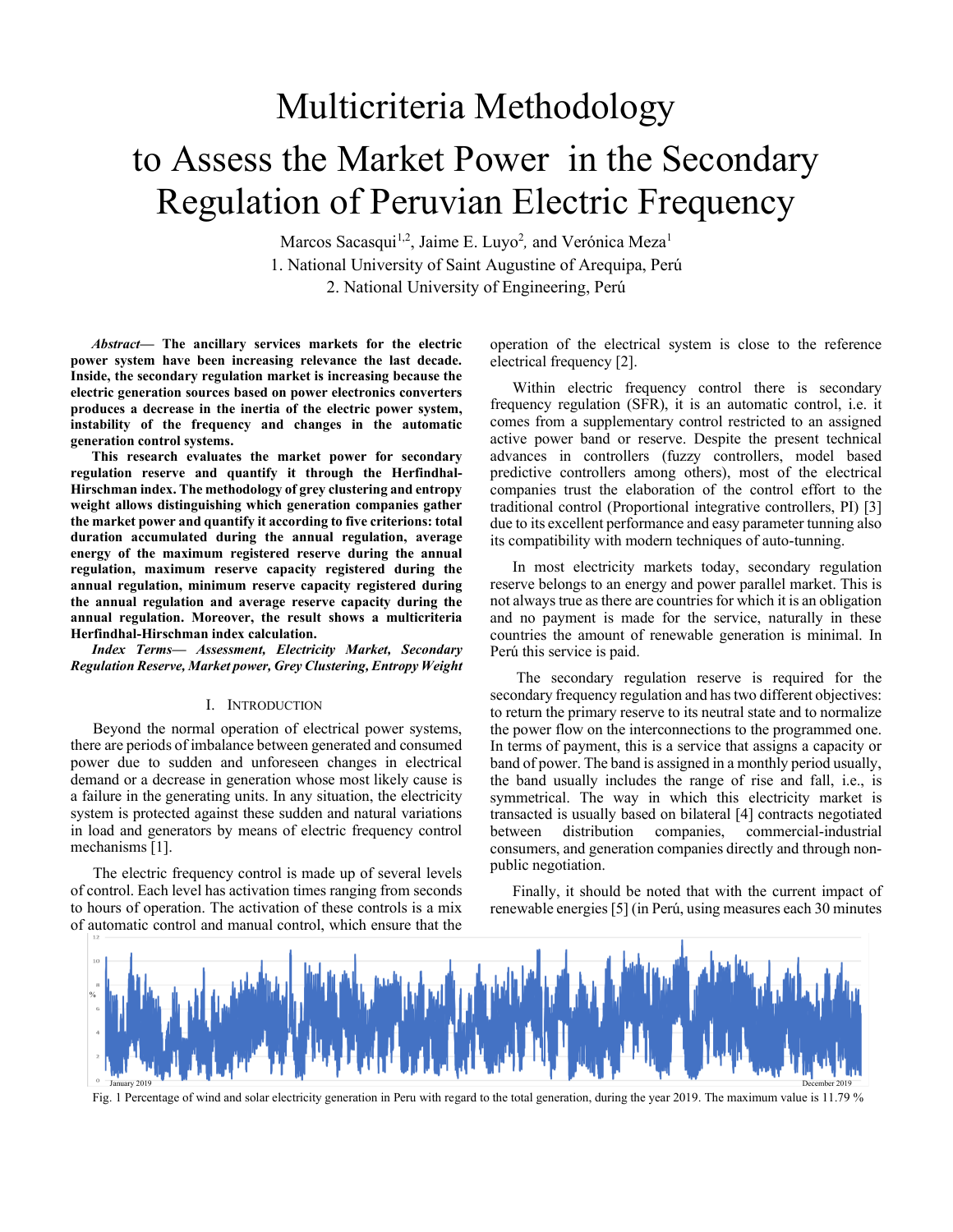# Multicriteria Methodology to Assess the Market Power in the Secondary Regulation of Peruvian Electric Frequency

Marcos Sacasqui[1,2], Jaime E. Luyo[2], and Verónica Meza[1]

1. National University of Saint Augustine of Arequipa, Perú
2. National University of Engineering, Perú

***Abstract*— The ancillary services markets for the electric power system have been increasing relevance the last decade. Inside, the secondary regulation market is increasing because the electric generation sources based on power electronics converters produces a decrease in the inertia of the electric power system, instability of the frequency and changes in the automatic generation control systems.**

**This research evaluates the market power for secondary regulation reserve and quantify it through the Herfindhal-Hirschman index. The methodology of grey clustering and entropy weight allows distinguishing which generation companies gather the market power and quantify it according to five criterions: total duration accumulated during the annual regulation, average energy of the maximum registered reserve during the annual regulation, maximum reserve capacity registered during the annual regulation, minimum reserve capacity registered during the annual regulation and average reserve capacity during the annual regulation. Moreover, the result shows a multicriteria Herfindhal-Hirschman index calculation.**

***Index Terms*— *Assessment, Electricity Market, Secondary Regulation Reserve, Market power, Grey Clustering, Entropy Weight***

## I. Introduction

Beyond the normal operation of electrical power systems, there are periods of imbalance between generated and consumed power due to sudden and unforeseen changes in electrical demand or a decrease in generation whose most likely cause is a failure in the generating units. In any situation, the electricity system is protected against these sudden and natural variations in load and generators by means of electric frequency control mechanisms [1].

The electric frequency control is made up of several levels of control. Each level has activation times ranging from seconds to hours of operation. The activation of these controls is a mix of automatic control and manual control, which ensure that the operation of the electrical system is close to the reference electrical frequency [2].

Within electric frequency control there is secondary frequency regulation (SFR), it is an automatic control, i.e. it comes from a supplementary control restricted to an assigned active power band or reserve. Despite the present technical advances in controllers (fuzzy controllers, model based predictive controllers among others), most of the electrical companies trust the elaboration of the control effort to the traditional control (Proportional integrative controllers, PI) [3] due to its excellent performance and easy parameter tunning also its compatibility with modern techniques of auto-tuning.

In most electricity markets today, secondary regulation reserve belongs to an energy and power parallel market. This is not always true as there are countries for which it is an obligation and no payment is made for the service, naturally in these countries the amount of renewable generation is minimal. In Perú this service is paid.

The secondary regulation reserve is required for the secondary frequency regulation and has two different objectives: to return the primary reserve to its neutral state and to normalize the power flow on the interconnections to the programmed one. In terms of payment, this is a service that assigns a capacity or band of power. The band is assigned in a monthly period usually, the band usually includes the range of rise and fall, i.e., is symmetrical. The way in which this electricity market is transacted is usually based on bilateral [4] contracts negotiated between distribution companies, commercial-industrial consumers, and generation companies directly and through non-public negotiation.

Finally, it should be noted that with the current impact of renewable energies [5] (in Perú, using measures each 30 minutes

Fig. 1 Percentage of wind and solar electricity generation in Peru with regard to the total generation, during the year 2019. The maximum value is 11.79 %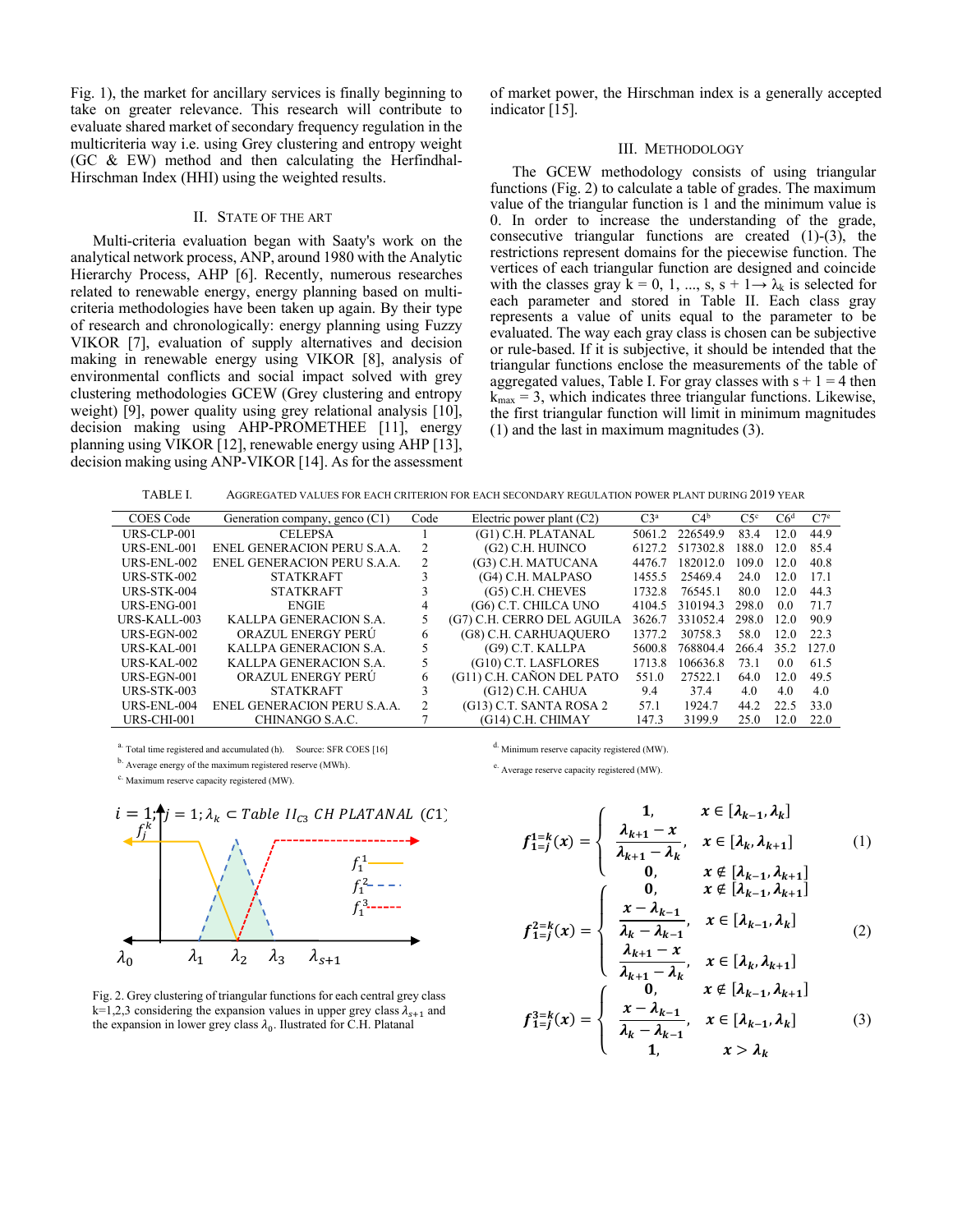Fig. 1), the market for ancillary services is finally beginning to take on greater relevance. This research will contribute to evaluate shared market of secondary frequency regulation in the multicriteria way i.e. using Grey clustering and entropy weight (GC & EW) method and then calculating the Herfindhal-Hirschman Index (HHI) using the weighted results.

## II. State of the Art

Multi-criteria evaluation began with Saaty's work on the analytical network process, ANP, around 1980 with the Analytic Hierarchy Process, AHP [6]. Recently, numerous researches related to renewable energy, energy planning based on multi-criteria methodologies have been taken up again. By their type of research and chronologically: energy planning using Fuzzy VIKOR [7], evaluation of supply alternatives and decision making in renewable energy using VIKOR [8], analysis of environmental conflicts and social impact solved with grey clustering methodologies GCEW (Grey clustering and entropy weight) [9], power quality using grey relational analysis [10], decision making using AHP-PROMETHEE [11], energy planning using VIKOR [12], renewable energy using AHP [13], decision making using ANP-VIKOR [14]. As for the assessment of market power, the Hirschman index is a generally accepted indicator [15].

## III. Methodology

The GCEW methodology consists of using triangular functions (Fig. 2) to calculate a table of grades. The maximum value of the triangular function is 1 and the minimum value is 0. In order to increase the understanding of the grade, consecutive triangular functions are created (1)-(3), the restrictions represent domains for the piecewise function. The vertices of each triangular function are designed and coincide with the classes gray k = 0, 1, ..., s, s + 1→ $\lambda_k$ is selected for each parameter and stored in Table II. Each class gray represents a value of units equal to the parameter to be evaluated. The way each gray class is chosen can be subjective or rule-based. If it is subjective, it should be intended that the triangular functions enclose the measurements of the table of aggregated values, Table I. For gray classes with s + 1 = 4 then $k_{max}$ = 3, which indicates three triangular functions. Likewise, the first triangular function will limit in minimum magnitudes (1) and the last in maximum magnitudes (3).

TABLE I. Aggregated values for each criterion for each secondary regulation power plant during 2019 year

| COES Code | Generation company, genco (C1) | Code | Electric power plant (C2) | C3[a] | C4[b] | C5[c] | C6[d] | C7[e] |
|---|---|---|---|---|---|---|---|---|
| URS-CLP-001 | CELEPSA | 1 | (G1) C.H. PLATANAL | 5061.2 | 226549.9 | 83.4 | 12.0 | 44.9 |
| URS-ENL-001 | ENEL GENERACION PERU S.A.A. | 2 | (G2) C.H. HUINCO | 6127.2 | 517302.8 | 188.0 | 12.0 | 85.4 |
| URS-ENL-002 | ENEL GENERACION PERU S.A.A. | 2 | (G3) C.H. MATUCANA | 4476.7 | 182012.0 | 109.0 | 12.0 | 40.8 |
| URS-STK-002 | STATKRAFT | 3 | (G4) C.H. MALPASO | 1455.5 | 25469.4 | 24.0 | 12.0 | 17.1 |
| URS-STK-004 | STATKRAFT | 3 | (G5) C.H. CHEVES | 1732.8 | 76545.1 | 80.0 | 12.0 | 44.3 |
| URS-ENG-001 | ENGIE | 4 | (G6) C.T. CHILCA UNO | 4104.5 | 310194.3 | 298.0 | 0.0 | 71.7 |
| URS-KALL-003 | KALLPA GENERACION S.A. | 5 | (G7) C.H. CERRO DEL AGUILA | 3626.7 | 331052.4 | 298.0 | 12.0 | 90.9 |
| URS-EGN-002 | ORAZUL ENERGY PERÚ | 6 | (G8) C.H. CARHUAQUERO | 1377.2 | 30758.3 | 58.0 | 12.0 | 22.3 |
| URS-KAL-001 | KALLPA GENERACION S.A. | 5 | (G9) C.T. KALLPA | 5600.8 | 768804.4 | 266.4 | 35.2 | 127.0 |
| URS-KAL-002 | KALLPA GENERACION S.A. | 5 | (G10) C.T. LASFLORES | 1713.8 | 106636.8 | 73.1 | 0.0 | 61.5 |
| URS-EGN-001 | ORAZUL ENERGY PERÚ | 6 | (G11) C.H. CAÑON DEL PATO | 551.0 | 27522.1 | 64.0 | 12.0 | 49.5 |
| URS-STK-003 | STATKRAFT | 3 | (G12) C.H. CAHUA | 9.4 | 37.4 | 4.0 | 4.0 | 4.0 |
| URS-ENL-004 | ENEL GENERACION PERU S.A.A. | 2 | (G13) C.T. SANTA ROSA 2 | 57.1 | 1924.7 | 44.2 | 22.5 | 33.0 |
| URS-CHI-001 | CHINANGO S.A.C. | 7 | (G14) C.H. CHIMAY | 147.3 | 3199.9 | 25.0 | 12.0 | 22.0 |

[a] Total time registered and accumulated (h). Source: SFR COES [16]

[b] Average energy of the maximum registered reserve (MWh).

[c] Maximum reserve capacity registered (MW).

[d] Minimum reserve capacity registered (MW).

[e] Average reserve capacity registered (MW).

Fig. 2. Grey clustering of triangular functions for each central grey class k=1,2,3 considering the expansion values in upper grey class $\lambda_{s+1}$ and the expansion in lower grey class $\lambda_0$. Illustrated for C.H. Platanal

$$
f_{1=j}^{1=k}(x) = \begin{cases} 1, & x \in [\lambda_{k-1}, \lambda_k] \\ \dfrac{\lambda_{k+1} - x}{\lambda_{k+1} - \lambda_k}, & x \in [\lambda_k, \lambda_{k+1}] \\ 0, & x \notin [\lambda_{k-1}, \lambda_{k+1}] \end{cases} \tag{1}
$$

$$
f_{1=j}^{2=k}(x) = \begin{cases} 0, & x \notin [\lambda_{k-1}, \lambda_{k+1}] \\ \dfrac{x - \lambda_{k-1}}{\lambda_k - \lambda_{k-1}}, & x \in [\lambda_{k-1}, \lambda_k] \\ \dfrac{\lambda_{k+1} - x}{\lambda_{k+1} - \lambda_k}, & x \in [\lambda_k, \lambda_{k+1}] \end{cases} \tag{2}
$$

$$
f_{1=j}^{3=k}(x) = \begin{cases} 0, & x \notin [\lambda_{k-1}, \lambda_{k+1}] \\ \dfrac{x - \lambda_{k-1}}{\lambda_k - \lambda_{k-1}}, & x \in [\lambda_{k-1}, \lambda_k] \\ 1, & x > \lambda_k \end{cases} \tag{3}
$$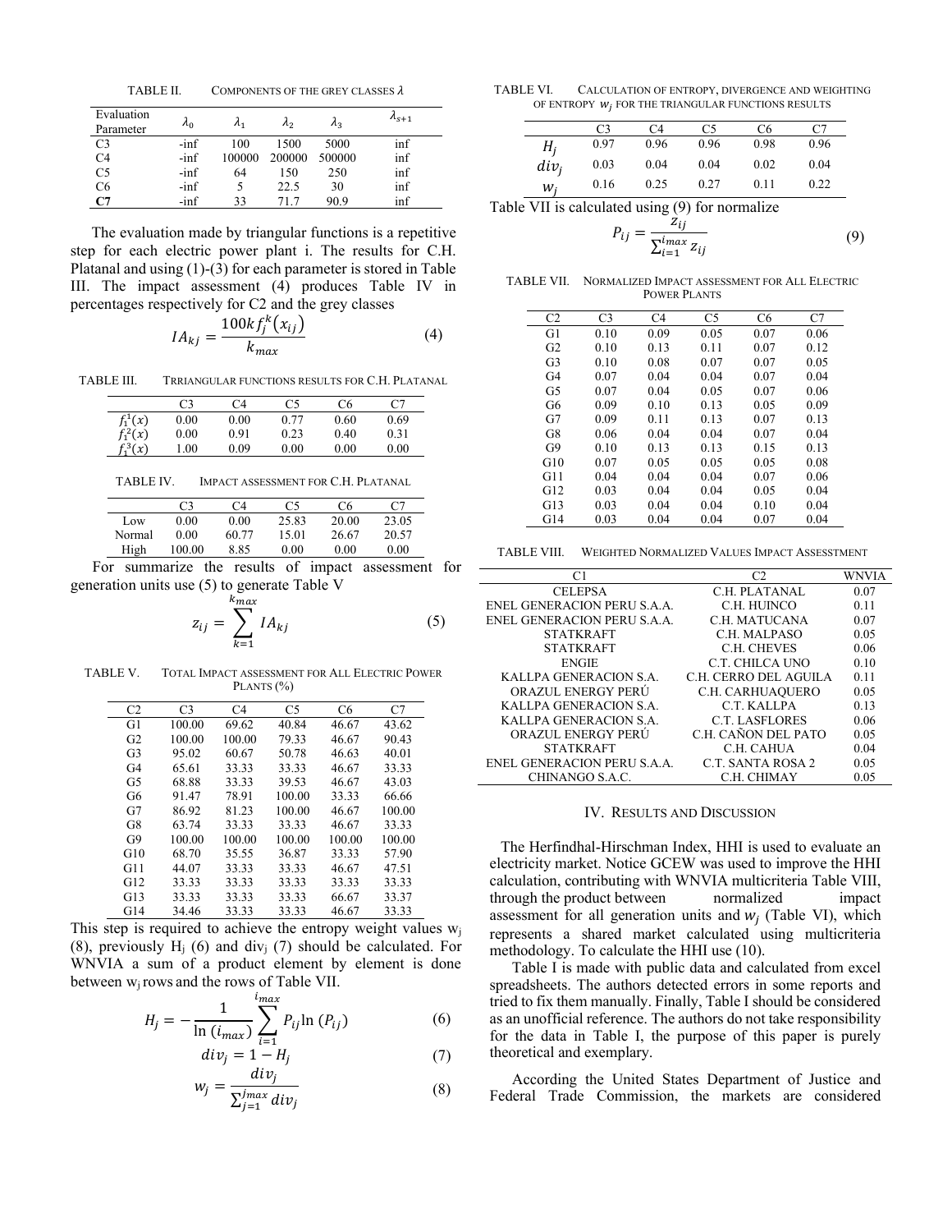TABLE II. COMPONENTS OF THE GREY CLASSES $\lambda$

| Evaluation Parameter | $\lambda_0$ | $\lambda_1$ | $\lambda_2$ | $\lambda_3$ | $\lambda_{s+1}$ |
|---|---|---|---|---|---|
| C3 | -inf | 100 | 1500 | 5000 | inf |
| C4 | -inf | 100000 | 200000 | 500000 | inf |
| C5 | -inf | 64 | 150 | 250 | inf |
| C6 | -inf | 5 | 22.5 | 30 | inf |
| **C7** | -inf | 33 | 71.7 | 90.9 | inf |

The evaluation made by triangular functions is a repetitive step for each electric power plant i. The results for C.H. Platanal and using (1)-(3) for each parameter is stored in Table III. The impact assessment (4) produces Table IV in percentages respectively for C2 and the grey classes

$$IA_{kj} = \frac{100k f_j^k(x_{ij})}{k_{max}} \tag{4}$$

TABLE III. TRRIANGULAR FUNCTIONS RESULTS FOR C.H. PLATANAL

| | C3 | C4 | C5 | C6 | C7 |
|---|---|---|---|---|---|
| $f_1^1(x)$ | 0.00 | 0.00 | 0.77 | 0.60 | 0.69 |
| $f_1^2(x)$ | 0.00 | 0.91 | 0.23 | 0.40 | 0.31 |
| $f_1^3(x)$ | 1.00 | 0.09 | 0.00 | 0.00 | 0.00 |

TABLE IV. IMPACT ASSESSMENT FOR C.H. PLATANAL

| | C3 | C4 | C5 | C6 | C7 |
|---|---|---|---|---|---|
| Low | 0.00 | 0.00 | 25.83 | 20.00 | 23.05 |
| Normal | 0.00 | 60.77 | 15.01 | 26.67 | 20.57 |
| High | 100.00 | 8.85 | 0.00 | 0.00 | 0.00 |

For summarize the results of impact assessment for generation units use (5) to generate Table V

$$z_{ij} = \sum_{k=1}^{k_{max}} IA_{kj} \tag{5}$$

TABLE V. TOTAL IMPACT ASSESSMENT FOR ALL ELECTRIC POWER PLANTS (%)

| C2 | C3 | C4 | C5 | C6 | C7 |
|---|---|---|---|---|---|
| G1 | 100.00 | 69.62 | 40.84 | 46.67 | 43.62 |
| G2 | 100.00 | 100.00 | 79.33 | 46.67 | 90.43 |
| G3 | 95.02 | 60.67 | 50.78 | 46.63 | 40.01 |
| G4 | 65.61 | 33.33 | 33.33 | 46.67 | 33.33 |
| G5 | 68.88 | 33.33 | 39.53 | 46.67 | 43.03 |
| G6 | 91.47 | 78.91 | 100.00 | 33.33 | 66.66 |
| G7 | 86.92 | 81.23 | 100.00 | 46.67 | 100.00 |
| G8 | 63.74 | 33.33 | 33.33 | 46.67 | 33.33 |
| G9 | 100.00 | 100.00 | 100.00 | 100.00 | 100.00 |
| G10 | 68.70 | 35.55 | 36.87 | 33.33 | 57.90 |
| G11 | 44.07 | 33.33 | 33.33 | 46.67 | 47.51 |
| G12 | 33.33 | 33.33 | 33.33 | 33.33 | 33.33 |
| G13 | 33.33 | 33.33 | 33.33 | 66.67 | 33.37 |
| G14 | 34.46 | 33.33 | 33.33 | 46.67 | 33.33 |

This step is required to achieve the entropy weight values $w_j$ (8), previously $H_j$ (6) and $div_j$ (7) should be calculated. For WNVIA a sum of a product element by element is done between $w_j$ rows and the rows of Table VII.

$$H_j = -\frac{1}{\ln(i_{max})} \sum_{i=1}^{i_{max}} P_{ij} \ln(P_{ij}) \tag{6}$$

$$div_j = 1 - H_j \tag{7}$$

$$w_j = \frac{div_j}{\sum_{j=1}^{j_{max}} div_j} \tag{8}$$

TABLE VI. CALCULATION OF ENTROPY, DIVERGENCE AND WEIGHTING OF ENTROPY $w_j$ FOR THE TRIANGULAR FUNCTIONS RESULTS

| | C3 | C4 | C5 | C6 | C7 |
|---|---|---|---|---|---|
| $H_j$ | 0.97 | 0.96 | 0.96 | 0.98 | 0.96 |
| $div_j$ | 0.03 | 0.04 | 0.04 | 0.02 | 0.04 |
| $w_j$ | 0.16 | 0.25 | 0.27 | 0.11 | 0.22 |

Table VII is calculated using (9) for normalize

$$P_{ij} = \frac{z_{ij}}{\sum_{i=1}^{i_{max}} z_{ij}} \tag{9}$$

TABLE VII. NORMALIZED IMPACT ASSESSMENT FOR ALL ELECTRIC POWER PLANTS

| C2 | C3 | C4 | C5 | C6 | C7 |
|---|---|---|---|---|---|
| G1 | 0.10 | 0.09 | 0.05 | 0.07 | 0.06 |
| G2 | 0.10 | 0.13 | 0.11 | 0.07 | 0.12 |
| G3 | 0.10 | 0.08 | 0.07 | 0.07 | 0.05 |
| G4 | 0.07 | 0.04 | 0.04 | 0.07 | 0.04 |
| G5 | 0.07 | 0.04 | 0.05 | 0.07 | 0.06 |
| G6 | 0.09 | 0.10 | 0.13 | 0.05 | 0.09 |
| G7 | 0.09 | 0.11 | 0.13 | 0.07 | 0.13 |
| G8 | 0.06 | 0.04 | 0.04 | 0.07 | 0.04 |
| G9 | 0.10 | 0.13 | 0.13 | 0.15 | 0.13 |
| G10 | 0.07 | 0.05 | 0.05 | 0.05 | 0.08 |
| G11 | 0.04 | 0.04 | 0.04 | 0.07 | 0.06 |
| G12 | 0.03 | 0.04 | 0.04 | 0.05 | 0.04 |
| G13 | 0.03 | 0.04 | 0.04 | 0.10 | 0.04 |
| G14 | 0.03 | 0.04 | 0.04 | 0.07 | 0.04 |

TABLE VIII. WEIGHTED NORMALIZED VALUES IMPACT ASSESSTMENT

| C1 | C2 | WNVIA |
|---|---|---|
| CELEPSA | C.H. PLATANAL | 0.07 |
| ENEL GENERACION PERU S.A.A. | C.H. HUINCO | 0.11 |
| ENEL GENERACION PERU S.A.A. | C.H. MATUCANA | 0.07 |
| STATKRAFT | C.H. MALPASO | 0.05 |
| STATKRAFT | C.H. CHEVES | 0.06 |
| ENGIE | C.T. CHILCA UNO | 0.10 |
| KALLPA GENERACION S.A. | C.H. CERRO DEL AGUILA | 0.11 |
| ORAZUL ENERGY PERÚ | C.H. CARHUAQUERO | 0.05 |
| KALLPA GENERACION S.A. | C.T. KALLPA | 0.13 |
| KALLPA GENERACION S.A. | C.T. LASFLORES | 0.06 |
| ORAZUL ENERGY PERÚ | C.H. CAÑON DEL PATO | 0.05 |
| STATKRAFT | C.H. CAHUA | 0.04 |
| ENEL GENERACION PERU S.A.A. | C.T. SANTA ROSA 2 | 0.05 |
| CHINANGO S.A.C. | C.H. CHIMAY | 0.05 |

## IV. RESULTS AND DISCUSSION

The Herfindhal-Hirschman Index, HHI is used to evaluate an electricity market. Notice GCEW was used to improve the HHI calculation, contributing with WNVIA multicriteria Table VIII, through the product between normalized impact assessment for all generation units and $w_j$ (Table VI), which represents a shared market calculated using multicriteria methodology. To calculate the HHI use (10).

Table I is made with public data and calculated from excel spreadsheets. The authors detected errors in some reports and tried to fix them manually. Finally, Table I should be considered as an unofficial reference. The authors do not take responsibility for the data in Table I, the purpose of this paper is purely theoretical and exemplary.

According the United States Department of Justice and Federal Trade Commission, the markets are considered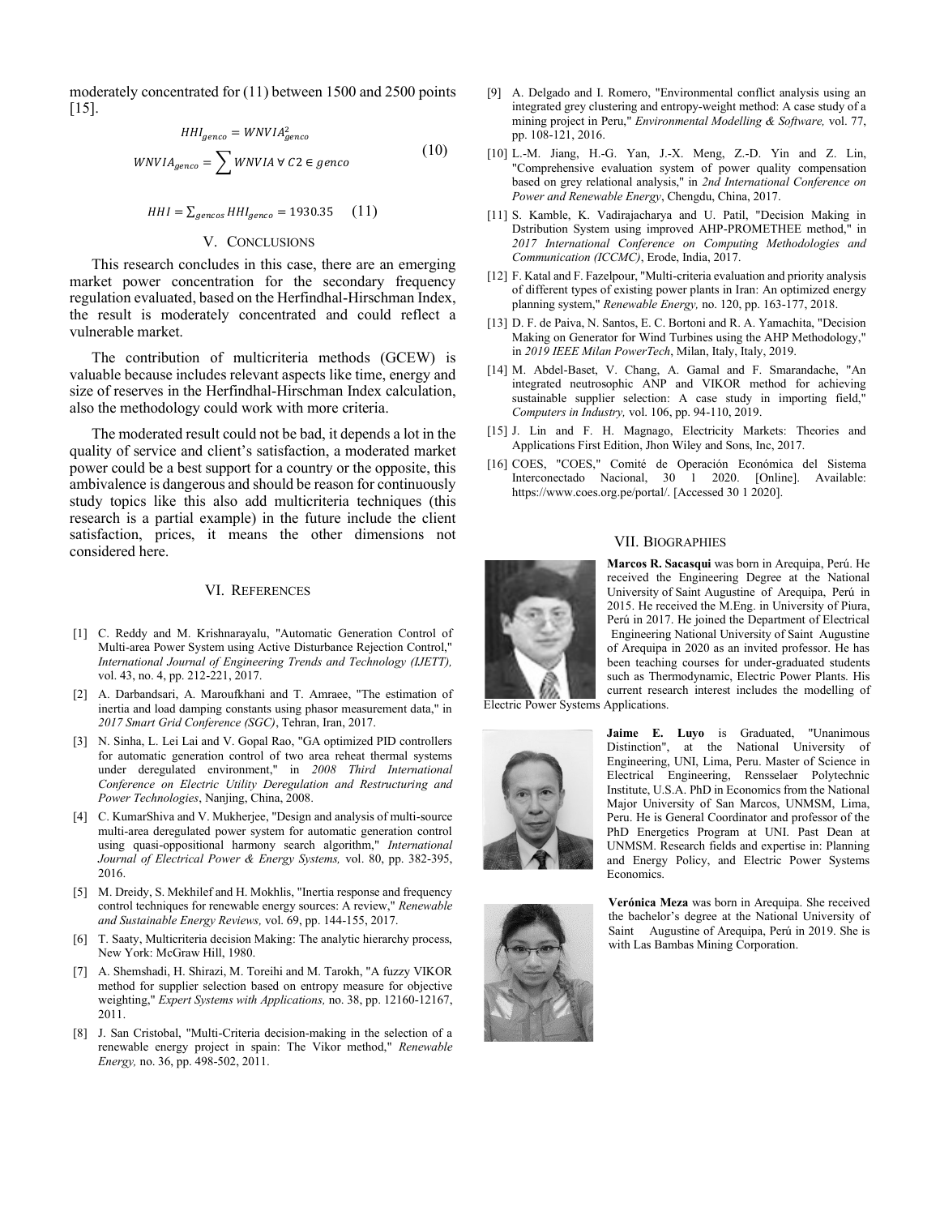moderately concentrated for (11) between 1500 and 2500 points [15].

$$HHI_{genco} = WNVIA_{genco}^2$$
$$WNVIA_{genco} = \sum WNVIA \,\forall\, C2 \in genco \quad (10)$$

$$HHI = \sum_{gencos} HHI_{genco} = 1930.35 \quad (11)$$

## V. Conclusions

This research concludes in this case, there are an emerging market power concentration for the secondary frequency regulation evaluated, based on the Herfindhal-Hirschman Index, the result is moderately concentrated and could reflect a vulnerable market.

The contribution of multicriteria methods (GCEW) is valuable because includes relevant aspects like time, energy and size of reserves in the Herfindhal-Hirschman Index calculation, also the methodology could work with more criteria.

The moderated result could not be bad, it depends a lot in the quality of service and client's satisfaction, a moderated market power could be a best support for a country or the opposite, this ambivalence is dangerous and should be reason for continuously study topics like this also add multicriteria techniques (this research is a partial example) in the future include the client satisfaction, prices, it means the other dimensions not considered here.

## VI. References

[1] C. Reddy and M. Krishnarayalu, "Automatic Generation Control of Multi-area Power System using Active Disturbance Rejection Control," *International Journal of Engineering Trends and Technology (IJETT),* vol. 43, no. 4, pp. 212-221, 2017.

[2] A. Darbandsari, A. Maroufkhani and T. Amraee, "The estimation of inertia and load damping constants using phasor measurement data," in *2017 Smart Grid Conference (SGC)*, Tehran, Iran, 2017.

[3] N. Sinha, L. Lei Lai and V. Gopal Rao, "GA optimized PID controllers for automatic generation control of two area reheat thermal systems under deregulated environment," in *2008 Third International Conference on Electric Utility Deregulation and Restructuring and Power Technologies*, Nanjing, China, 2008.

[4] C. KumarShiva and V. Mukherjee, "Design and analysis of multi-source multi-area deregulated power system for automatic generation control using quasi-oppositional harmony search algorithm," *International Journal of Electrical Power & Energy Systems,* vol. 80, pp. 382-395, 2016.

[5] M. Dreidy, S. Mekhilef and H. Mokhlis, "Inertia response and frequency control techniques for renewable energy sources: A review," *Renewable and Sustainable Energy Reviews,* vol. 69, pp. 144-155, 2017.

[6] T. Saaty, Multicriteria decision Making: The analytic hierarchy process, New York: McGraw Hill, 1980.

[7] A. Shemshadi, H. Shirazi, M. Toreihi and M. Tarokh, "A fuzzy VIKOR method for supplier selection based on entropy measure for objective weighting," *Expert Systems with Applications,* no. 38, pp. 12160-12167, 2011.

[8] J. San Cristobal, "Multi-Criteria decision-making in the selection of a renewable energy project in spain: The Vikor method," *Renewable Energy,* no. 36, pp. 498-502, 2011.

[9] A. Delgado and I. Romero, "Environmental conflict analysis using an integrated grey clustering and entropy-weight method: A case study of a mining project in Peru," *Environmental Modelling & Software,* vol. 77, pp. 108-121, 2016.

[10] L.-M. Jiang, H.-G. Yan, J.-X. Meng, Z.-D. Yin and Z. Lin, "Comprehensive evaluation system of power quality compensation based on grey relational analysis," in *2nd International Conference on Power and Renewable Energy*, Chengdu, China, 2017.

[11] S. Kamble, K. Vadirajacharya and U. Patil, "Decision Making in Dstribution System using improved AHP-PROMETHEE method," in *2017 International Conference on Computing Methodologies and Communication (ICCMC)*, Erode, India, 2017.

[12] F. Katal and F. Fazelpour, "Multi-criteria evaluation and priority analysis of different types of existing power plants in Iran: An optimized energy planning system," *Renewable Energy,* no. 120, pp. 163-177, 2018.

[13] D. F. de Paiva, N. Santos, E. C. Bortoni and R. A. Yamachita, "Decision Making on Generator for Wind Turbines using the AHP Methodology," in *2019 IEEE Milan PowerTech*, Milan, Italy, Italy, 2019.

[14] M. Abdel-Baset, V. Chang, A. Gamal and F. Smarandache, "An integrated neutrosophic ANP and VIKOR method for achieving sustainable supplier selection: A case study in importing field," *Computers in Industry,* vol. 106, pp. 94-110, 2019.

[15] J. Lin and F. H. Magnago, Electricity Markets: Theories and Applications First Edition, Jhon Wiley and Sons, Inc, 2017.

[16] COES, "COES," Comité de Operación Económica del Sistema Interconectado Nacional, 30 1 2020. [Online]. Available: https://www.coes.org.pe/portal/. [Accessed 30 1 2020].

## VII. Biographies

**Marcos R. Sacasqui** was born in Arequipa, Perú. He received the Engineering Degree at the National University of Saint Augustine of Arequipa, Perú in 2015. He received the M.Eng. in University of Piura, Perú in 2017. He joined the Department of Electrical Engineering National University of Saint Augustine of Arequipa in 2020 as an invited professor. He has been teaching courses for under-graduated students such as Thermodynamic, Electric Power Plants. His current research interest includes the modelling of Electric Power Systems Applications.

**Jaime E. Luyo** is Graduated, "Unanimous Distinction", at the National University of Engineering, UNI, Lima, Peru. Master of Science in Electrical Engineering, Rensselaer Polytechnic Institute, U.S.A. PhD in Economics from the National Major University of San Marcos, UNMSM, Lima, Peru. He is General Coordinator and professor of the PhD Energetics Program at UNI. Past Dean at UNMSM. Research fields and expertise in: Planning and Energy Policy, and Electric Power Systems Economics.

**Verónica Meza** was born in Arequipa. She received the bachelor's degree at the National University of Saint Augustine of Arequipa, Perú in 2019. She is with Las Bambas Mining Corporation.